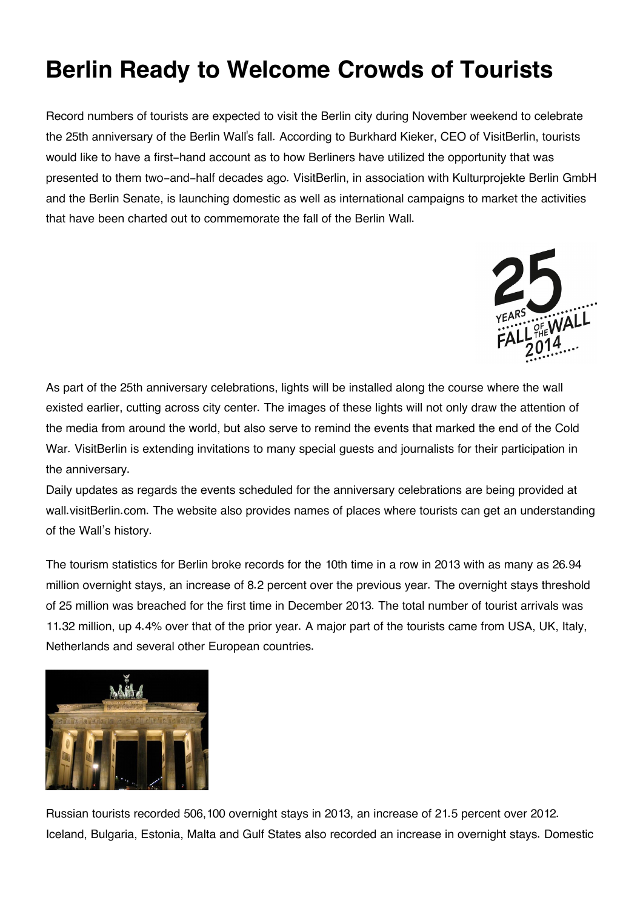# Berlin Ready to Welcome Crowds of Tourists

Record numbers of tourists are expected to visit the Berlin city during November weekend to celebrate the 25th anniversary of the Berlin Wall's fall. According to Burkhard Kieker, CEO of VisitBerlin, tourists would like to have a first-hand account as to how Berliners have utilized the opportunity that was presented to them two-and-half decades ago. VisitBerlin, in association with Kulturprojekte Berlin GmbH and the Berlin Senate, is launching domestic as well as international campaigns to market the activities that have been charted out to commemorate the fall of the Berlin Wall.

As part of the 25th anniversary celebrations, lights will be installed along the course where the wall existed earlier, cutting across city center. The images of these lights will not only draw the attention of the media from around the world, but also serve to remind the events that marked the end of the Cold War. VisitBerlin is extending invitations to many special guests and journalists for their participation in the anniversary.

Daily updates as regards the events scheduled for the anniversary celebrations are being provided at wall.visitBerlin.com. The website also provides names of places where tourists can get an understanding of the Wall's history.

The tourism statistics for Berlin broke records for the 10th time in a row in 2013 with as many as 26.94 million overnight stays, an increase of 8.2 percent over the previous year. The overnight stays threshold of 25 million was breached for the first time in December 2013. The total number of tourist arrivals was 11.32 million, up 4.4% over that of the prior year. A major part of the tourists came from USA, UK, Italy, Netherlands and several other European countries.

Russian tourists recorded 506,100 overnight stays in 2013, an increase of 21.5 percent over 2012. Iceland, Bulgaria, Estonia, Malta and Gulf States also recorded an increase in overnight stays. Domestic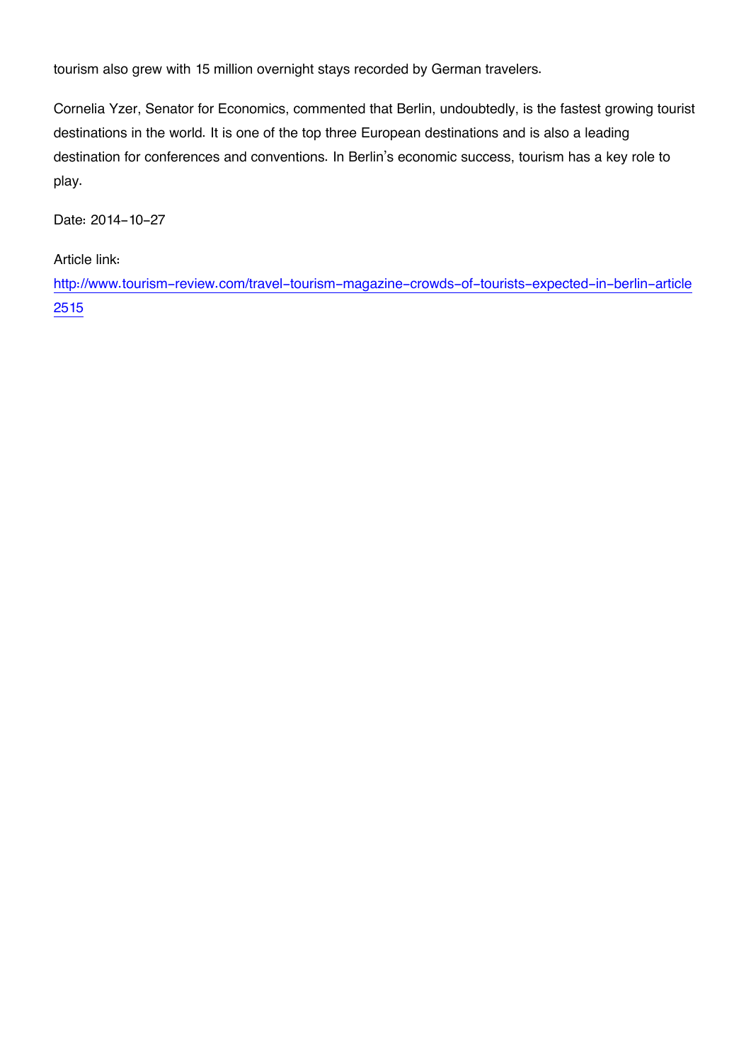tourism also grew with 15 million overnight stays recorded by German travelers.

Cornelia Yzer, Senator for Economics, commented that Berlin, undoubtedly, is the fastest growing tourist destinations in the world. It is one of the top three European destinations and is also a leading destination for conferences and conventions. In Berlin's economic success, tourism has a key role to play.

Date: 2014-10-27

Article link:
[http://www.tourism-review.com/travel-tourism-magazine-crowds-of-tourists-expected-in-berlin-article2515](http://www.tourism-review.com/travel-tourism-magazine-crowds-of-tourists-expected-in-berlin-article2515)